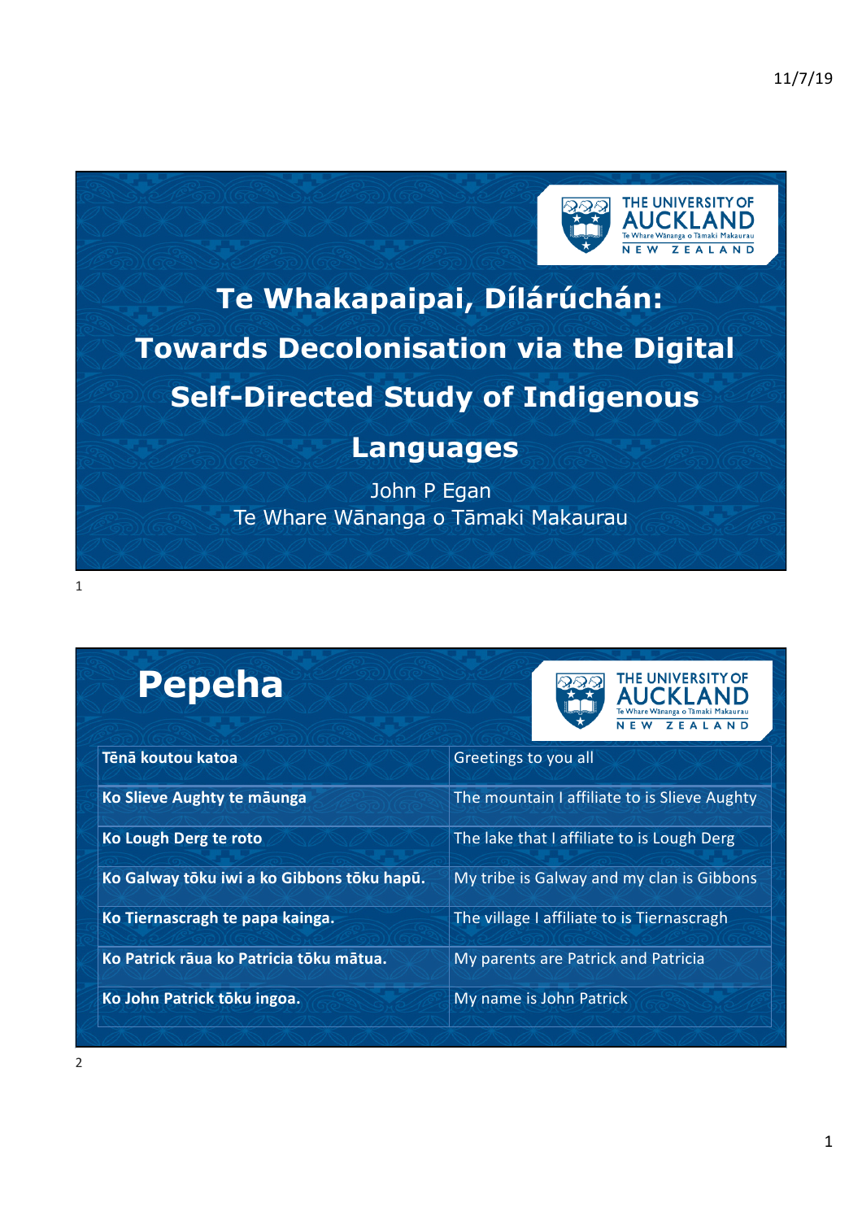# Te Whakapaipai, Dílárúchán: Towards Decolonisation via the Digital Self-Directed Study of Indigenous Languages

John P Egan

Te Whare Wānanga o Tāmaki Makaurau

## Pepeha

| Tēnā koutou katoa | Greetings to you all |
|---|---|
| **Ko Slieve Aughty te māunga** | The mountain I affiliate to is Slieve Aughty |
| **Ko Lough Derg te roto** | The lake that I affiliate to is Lough Derg |
| **Ko Galway tōku iwi a ko Gibbons tōku hapū.** | My tribe is Galway and my clan is Gibbons |
| **Ko Tiernascragh te papa kainga.** | The village I affiliate to is Tiernascragh |
| **Ko Patrick rāua ko Patricia tōku mātua.** | My parents are Patrick and Patricia |
| **Ko John Patrick tōku ingoa.** | My name is John Patrick |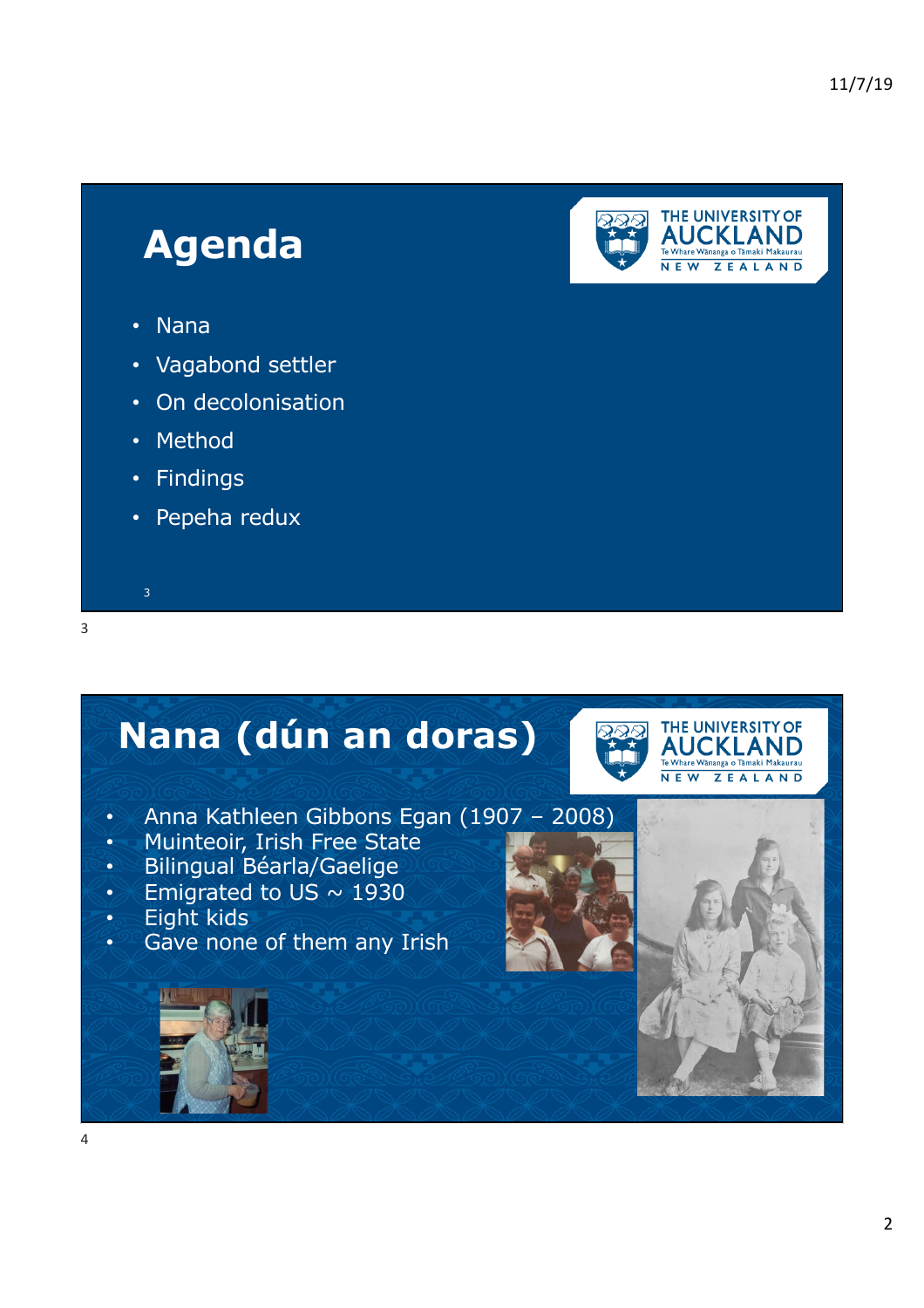# Agenda

- Nana
- Vagabond settler
- On decolonisation
- Method
- Findings
- Pepeha redux

# Nana (dún an doras)

- Anna Kathleen Gibbons Egan (1907 – 2008)
- Muinteoir, Irish Free State
- Bilingual Béarla/Gaelige
- Emigrated to US ~ 1930
- Eight kids
- Gave none of them any Irish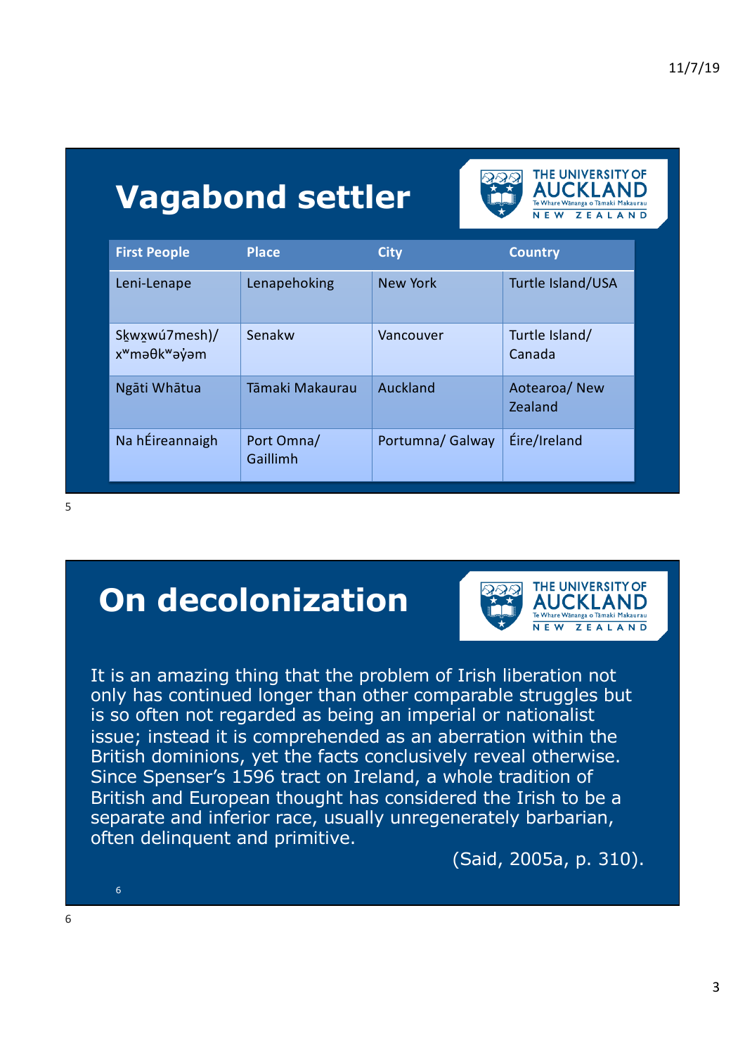# Vagabond settler

| First People | Place | City | Country |
|---|---|---|---|
| Leni-Lenape | Lenapehoking | New York | Turtle Island/USA |
| Sḵwx̱wú7mesh)/ xʷməθkʷəy̓əm | Senakw | Vancouver | Turtle Island/ Canada |
| Ngāti Whātua | Tāmaki Makaurau | Auckland | Aotearoa/ New Zealand |
| Na hÉireannaigh | Port Omna/ Gaillimh | Portumna/ Galway | Éire/Ireland |

# On decolonization

It is an amazing thing that the problem of Irish liberation not only has continued longer than other comparable struggles but is so often not regarded as being an imperial or nationalist issue; instead it is comprehended as an aberration within the British dominions, yet the facts conclusively reveal otherwise. Since Spenser's 1596 tract on Ireland, a whole tradition of British and European thought has considered the Irish to be a separate and inferior race, usually unregenerately barbarian, often delinquent and primitive.

(Said, 2005a, p. 310).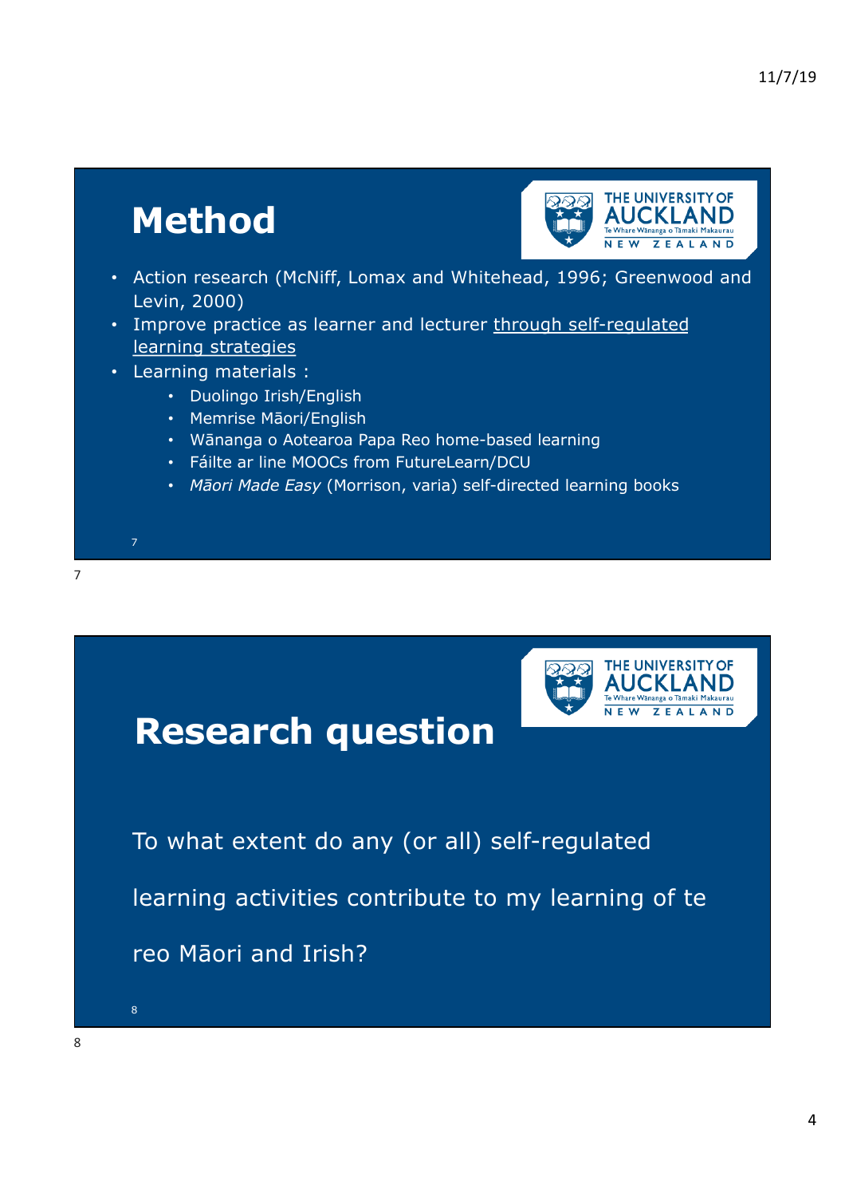# Method

- Action research (McNiff, Lomax and Whitehead, 1996; Greenwood and Levin, 2000)
- Improve practice as learner and lecturer through self-regulated learning strategies
- Learning materials :
  - Duolingo Irish/English
  - Memrise Māori/English
  - Wānanga o Aotearoa Papa Reo home-based learning
  - Fáilte ar line MOOCs from FutureLearn/DCU
  - *Māori Made Easy* (Morrison, varia) self-directed learning books

# Research question

To what extent do any (or all) self-regulated learning activities contribute to my learning of te reo Māori and Irish?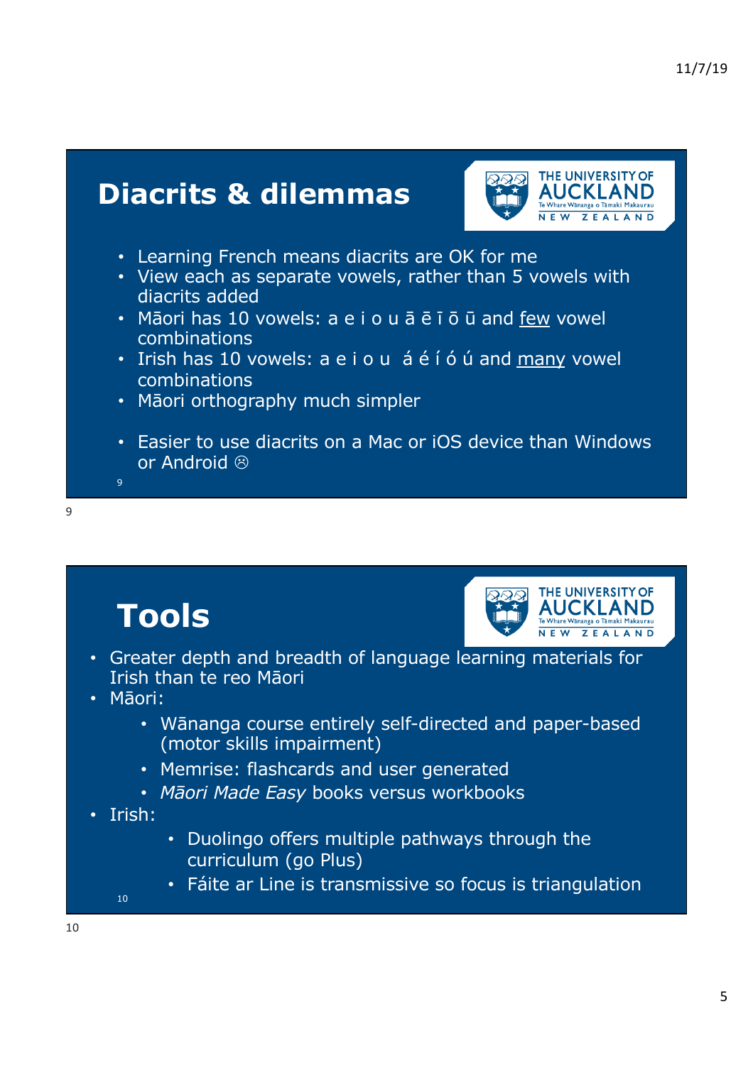## Diacrits & dilemmas

- Learning French means diacrits are OK for me
- View each as separate vowels, rather than 5 vowels with diacrits added
- Māori has 10 vowels: a e i o u ā ē ī ō ū and <u>few</u> vowel combinations
- Irish has 10 vowels: a e i o u á é í ó ú and <u>many</u> vowel combinations
- Māori orthography much simpler
- Easier to use diacrits on a Mac or iOS device than Windows or Android ☹

## Tools

- Greater depth and breadth of language learning materials for Irish than te reo Māori
- Māori:
  - Wānanga course entirely self-directed and paper-based (motor skills impairment)
  - Memrise: flashcards and user generated
  - *Māori Made Easy* books versus workbooks
- Irish:
  - Duolingo offers multiple pathways through the curriculum (go Plus)
  - Fáite ar Line is transmissive so focus is triangulation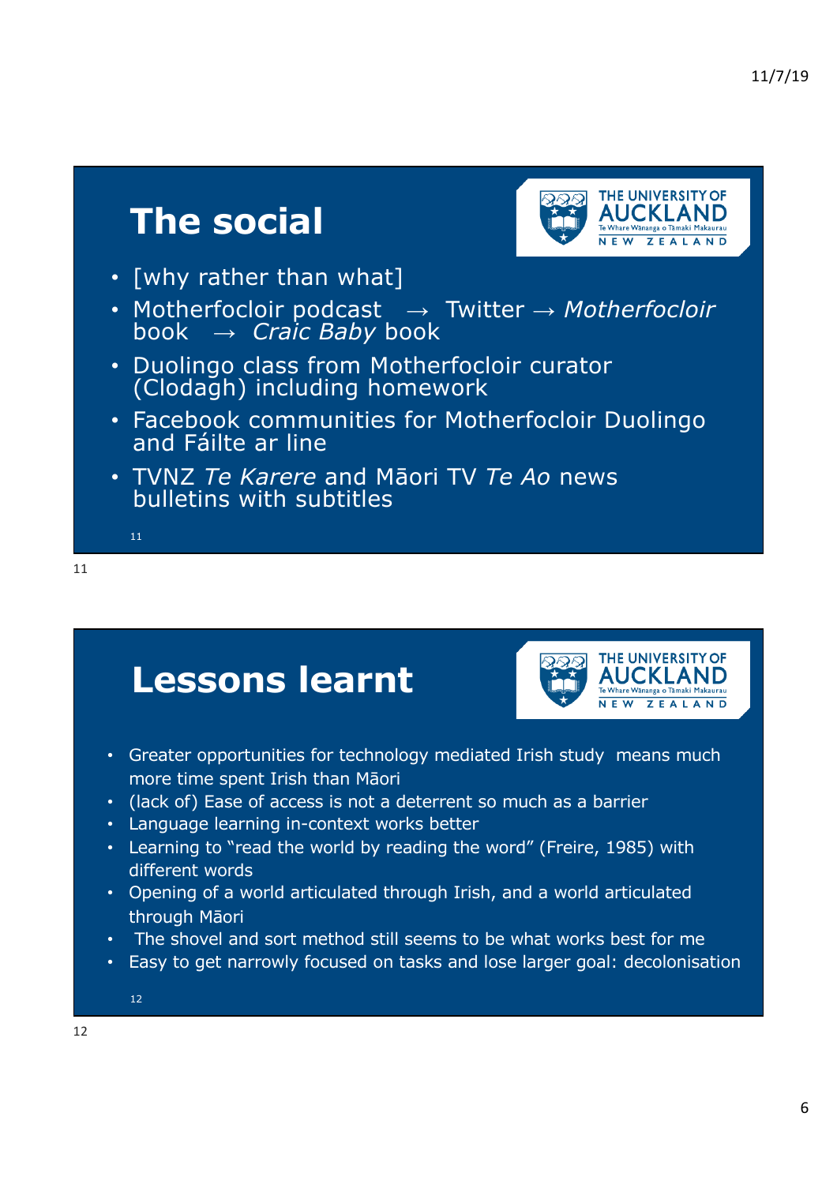## The social

- [why rather than what]
- Motherfoclóir podcast → Twitter → *Motherfoclóir* book → *Craic Baby* book
- Duolingo class from Motherfoclóir curator (Clodagh) including homework
- Facebook communities for Motherfoclóir Duolingo and Fáilte ar líne
- TVNZ *Te Karere* and Māori TV *Te Ao* news bulletins with subtitles

## Lessons learnt

- Greater opportunities for technology mediated Irish study means much more time spent Irish than Māori
- (lack of) Ease of access is not a deterrent so much as a barrier
- Language learning in-context works better
- Learning to "read the world by reading the word" (Freire, 1985) with different words
- Opening of a world articulated through Irish, and a world articulated through Māori
- The shovel and sort method still seems to be what works best for me
- Easy to get narrowly focused on tasks and lose larger goal: decolonisation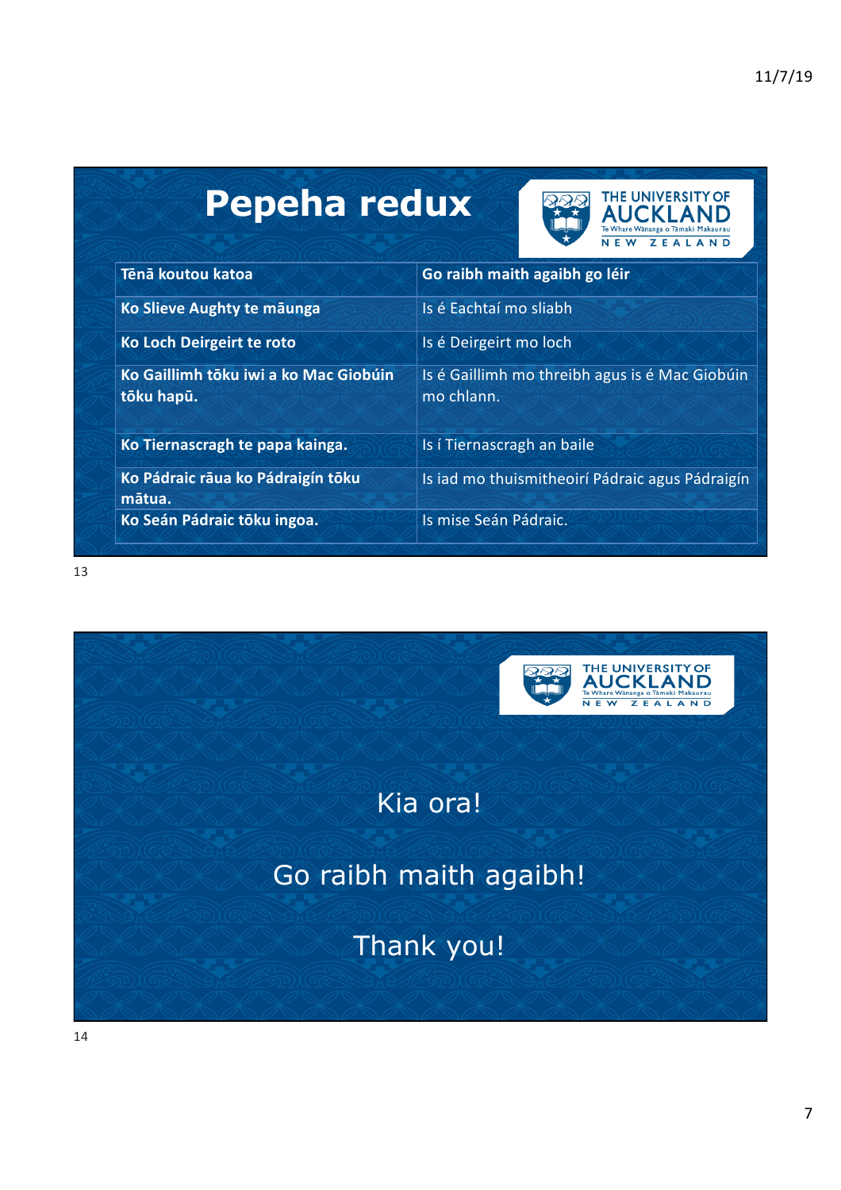## Pepeha redux

THE UNIVERSITY OF AUCKLAND
Te Whare Wānanga o Tāmaki Makaurau
NEW ZEALAND

| Tēnā koutou katoa | Go raibh maith agaibh go léir |
|---|---|
| Ko Slieve Aughty te māunga | Is é Eachtaí mo sliabh |
| Ko Loch Deirgeirt te roto | Is é Deirgeirt mo loch |
| Ko Gaillimh tōku iwi a ko Mac Giobúin tōku hapū. | Is é Gaillimh mo threibh agus is é Mac Giobúin mo chlann. |
| Ko Tiernascragh te papa kainga. | Is í Tiernascragh an baile |
| Ko Pádraic rāua ko Pádraigín tōku mātua. | Is iad mo thuismitheoirí Pádraic agus Pádraigín |
| Ko Seán Pádraic tōku ingoa. | Is mise Seán Pádraic. |

THE UNIVERSITY OF AUCKLAND
Te Whare Wānanga o Tāmaki Makaurau
NEW ZEALAND

Kia ora!

Go raibh maith agaibh!

Thank you!